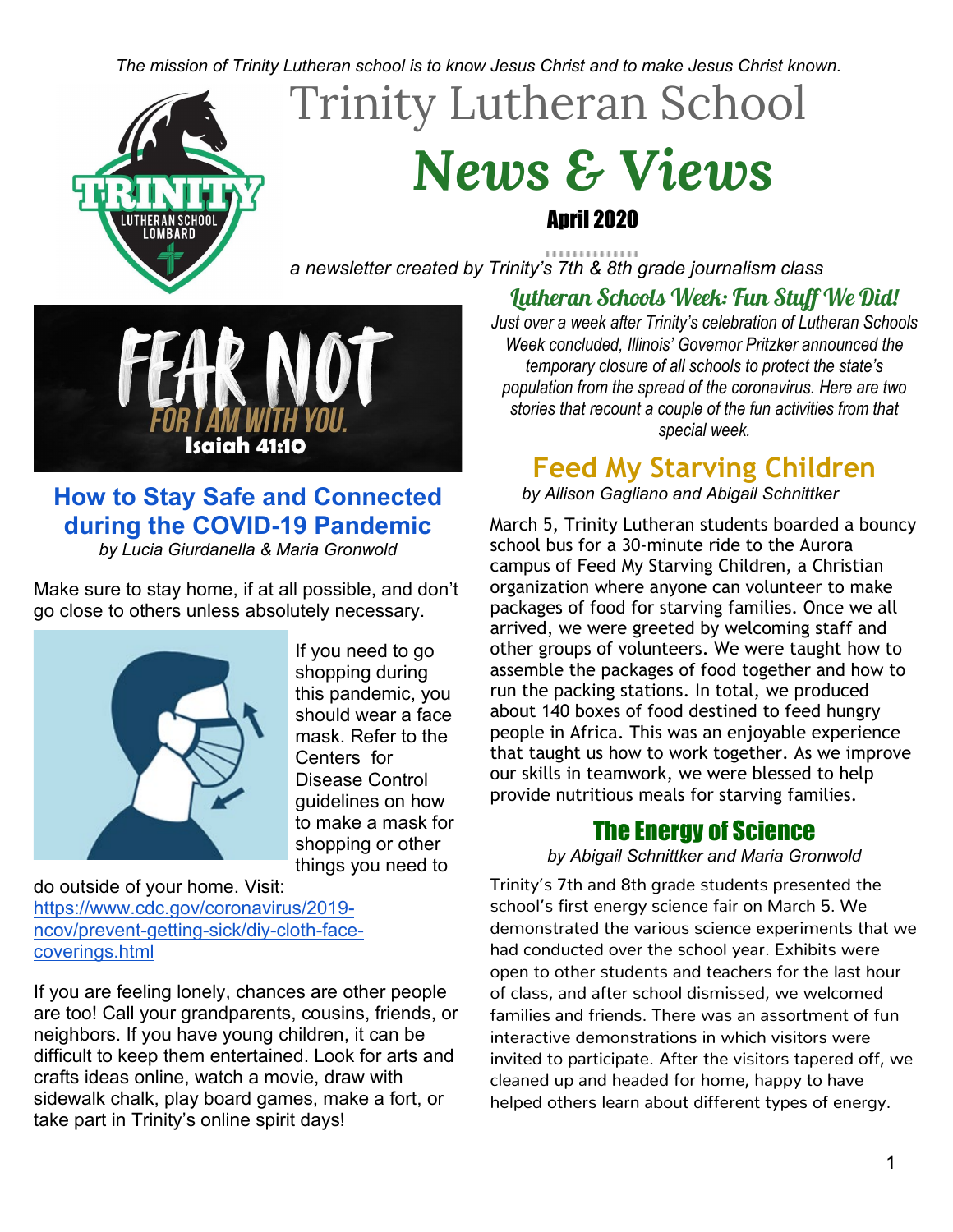*The mission of Trinity Lutheran school is to know Jesus Christ and to make Jesus Christ known.*

# Trinity Lutheran School

# *News & Views*

**April 2020**

*a newsletter created by Trinity's 7th & 8th grade journalism class*

FEAR NOT FOR I AM WITH YOU. Isaiah 41:10

## How to Stay Safe and Connected during the COVID-19 Pandemic

*by Lucia Giurdanella & Maria Gronwold*

Make sure to stay home, if at all possible, and don't go close to others unless absolutely necessary.

If you need to go shopping during this pandemic, you should wear a face mask. Refer to the Centers for Disease Control guidelines on how to make a mask for shopping or other things you need to do outside of your home. Visit: https://www.cdc.gov/coronavirus/2019-ncov/prevent-getting-sick/diy-cloth-face-coverings.html

If you are feeling lonely, chances are other people are too! Call your grandparents, cousins, friends, or neighbors. If you have young children, it can be difficult to keep them entertained. Look for arts and crafts ideas online, watch a movie, draw with sidewalk chalk, play board games, make a fort, or take part in Trinity's online spirit days!

## *Lutheran Schools Week: Fun Stuff We Did!*

*Just over a week after Trinity's celebration of Lutheran Schools Week concluded, Illinois' Governor Pritzker announced the temporary closure of all schools to protect the state's population from the spread of the coronavirus. Here are two stories that recount a couple of the fun activities from that special week.*

## Feed My Starving Children

*by Allison Gagliano and Abigail Schnittker*

March 5, Trinity Lutheran students boarded a bouncy school bus for a 30-minute ride to the Aurora campus of Feed My Starving Children, a Christian organization where anyone can volunteer to make packages of food for starving families. Once we all arrived, we were greeted by welcoming staff and other groups of volunteers. We were taught how to assemble the packages of food together and how to run the packing stations. In total, we produced about 140 boxes of food destined to feed hungry people in Africa. This was an enjoyable experience that taught us how to work together. As we improve our skills in teamwork, we were blessed to help provide nutritious meals for starving families.

## The Energy of Science

*by Abigail Schnittker and Maria Gronwold*

Trinity's 7th and 8th grade students presented the school's first energy science fair on March 5. We demonstrated the various science experiments that we had conducted over the school year. Exhibits were open to other students and teachers for the last hour of class, and after school dismissed, we welcomed families and friends. There was an assortment of fun interactive demonstrations in which visitors were invited to participate. After the visitors tapered off, we cleaned up and headed for home, happy to have helped others learn about different types of energy.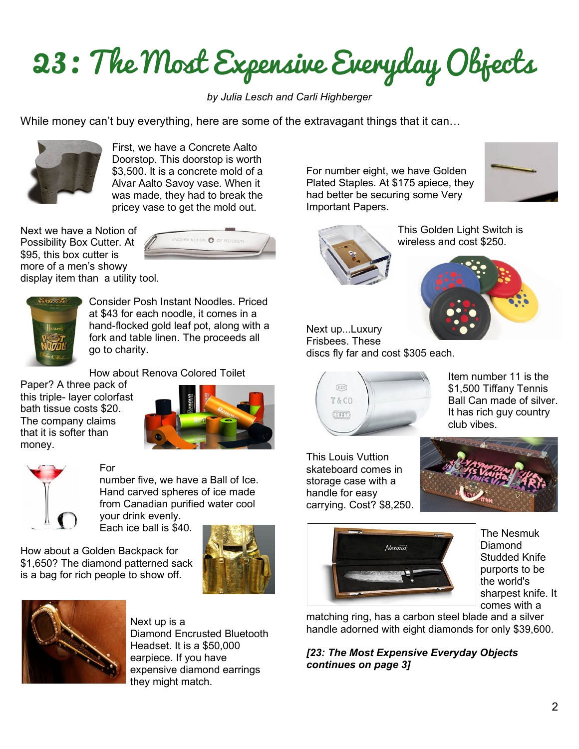# 23 : The Most Expensive Everyday Objects

*by Julia Lesch and Carli Highberger*

While money can't buy everything, here are some of the extravagant things that it can…

First, we have a Concrete Aalto Doorstop. This doorstop is worth $3,500. It is a concrete mold of a Alvar Aalto Savoy vase. When it was made, they had to break the pricey vase to get the mold out.

Next we have a Notion of Possibility Box Cutter. At $95, this box cutter is more of a men's showy display item than a utility tool.

Consider Posh Instant Noodles. Priced at $43 for each noodle, it comes in a hand-flocked gold leaf pot, along with a fork and table linen. The proceeds all go to charity.

How about Renova Colored Toilet Paper? A three pack of this triple- layer colorfast bath tissue costs $20. The company claims that it is softer than money.

For number five, we have a Ball of Ice. Hand carved spheres of ice made from Canadian purified water cool your drink evenly. Each ice ball is $40.

How about a Golden Backpack for $1,650? The diamond patterned sack is a bag for rich people to show off.

Next up is a Diamond Encrusted Bluetooth Headset. It is a $50,000 earpiece. If you have expensive diamond earrings they might match.

For number eight, we have Golden Plated Staples. At $175 apiece, they had better be securing some Very Important Papers.

This Golden Light Switch is wireless and cost $250.

Next up...Luxury Frisbees. These discs fly far and cost $305 each.

Item number 11 is the $1,500 Tiffany Tennis Ball Can made of silver. It has rich guy country club vibes.

This Louis Vuttion skateboard comes in storage case with a handle for easy carrying. Cost? $8,250.

The Nesmuk Diamond Studded Knife purports to be the world's sharpest knife. It comes with a matching ring, has a carbon steel blade and a silver handle adorned with eight diamonds for only $39,600.

***[23: The Most Expensive Everyday Objects continues on page 3]***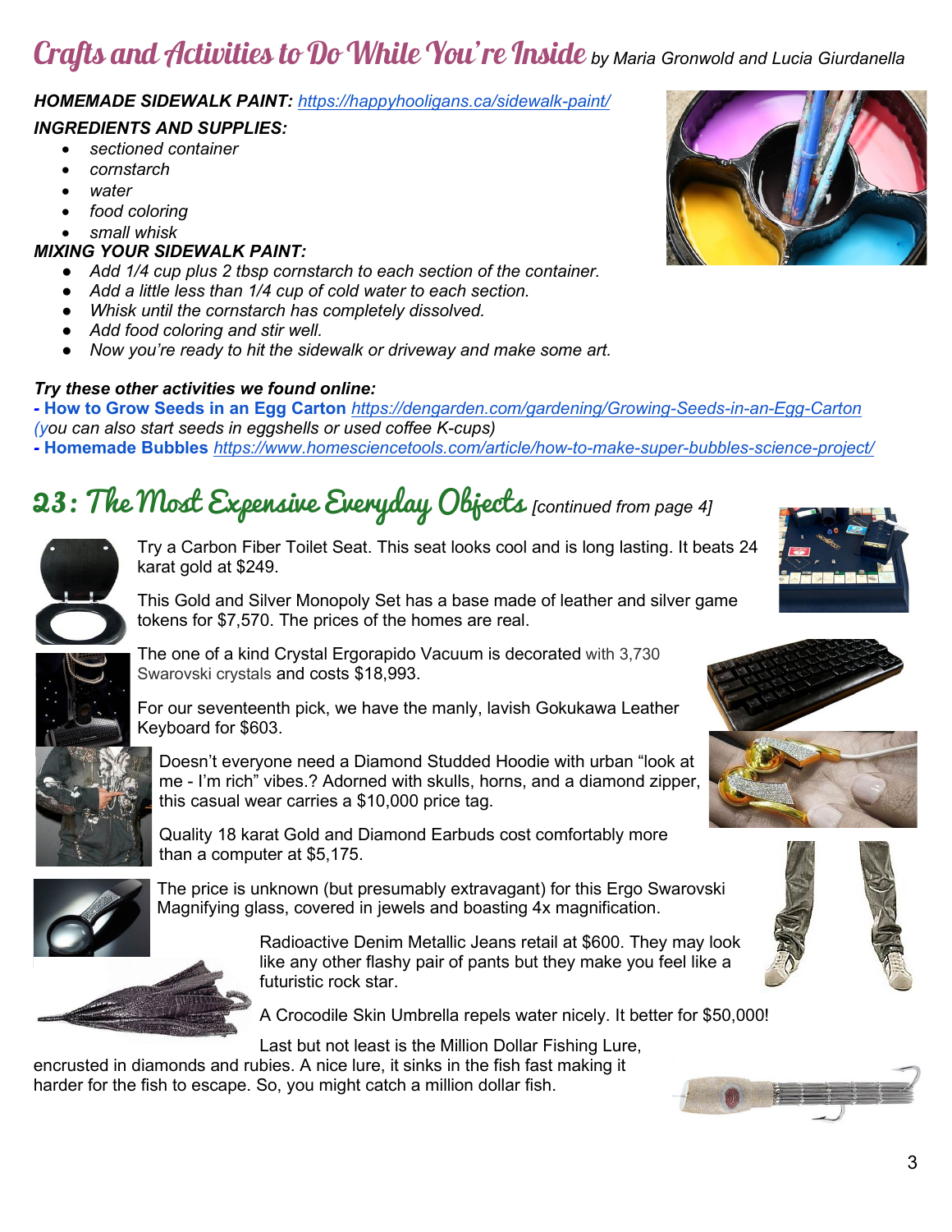# Crafts and Activities to Do While You're Inside *by Maria Gronwold and Lucia Giurdanella*

***HOMEMADE SIDEWALK PAINT:*** *https://happyhooligans.ca/sidewalk-paint/*

***INGREDIENTS AND SUPPLIES:***

- *sectioned container*
- *cornstarch*
- *water*
- *food coloring*
- *small whisk*

***MIXING YOUR SIDEWALK PAINT:***

- *Add 1/4 cup plus 2 tbsp cornstarch to each section of the container.*
- *Add a little less than 1/4 cup of cold water to each section.*
- *Whisk until the cornstarch has completely dissolved.*
- *Add food coloring and stir well.*
- *Now you're ready to hit the sidewalk or driveway and make some art.*

***Try these other activities we found online:***

**- How to Grow Seeds in an Egg Carton** *https://dengarden.com/gardening/Growing-Seeds-in-an-Egg-Carton*
*(you can also start seeds in eggshells or used coffee K-cups)*

**- Homemade Bubbles** *https://www.homesciencetools.com/article/how-to-make-super-bubbles-science-project/*

# 23: The Most Expensive Everyday Objects *[continued from page 4]*

Try a Carbon Fiber Toilet Seat. This seat looks cool and is long lasting. It beats 24 karat gold at $249.

This Gold and Silver Monopoly Set has a base made of leather and silver game tokens for $7,570. The prices of the homes are real.

The one of a kind Crystal Ergorapido Vacuum is decorated with 3,730 Swarovski crystals and costs $18,993.

For our seventeenth pick, we have the manly, lavish Gokukawa Leather Keyboard for $603.

Doesn't everyone need a Diamond Studded Hoodie with urban "look at me - I'm rich" vibes.? Adorned with skulls, horns, and a diamond zipper, this casual wear carries a $10,000 price tag.

Quality 18 karat Gold and Diamond Earbuds cost comfortably more than a computer at $5,175.

The price is unknown (but presumably extravagant) for this Ergo Swarovski Magnifying glass, covered in jewels and boasting 4x magnification.

Radioactive Denim Metallic Jeans retail at $600. They may look like any other flashy pair of pants but they make you feel like a futuristic rock star.

A Crocodile Skin Umbrella repels water nicely. It better for $50,000!

Last but not least is the Million Dollar Fishing Lure, encrusted in diamonds and rubies. A nice lure, it sinks in the fish fast making it harder for the fish to escape. So, you might catch a million dollar fish.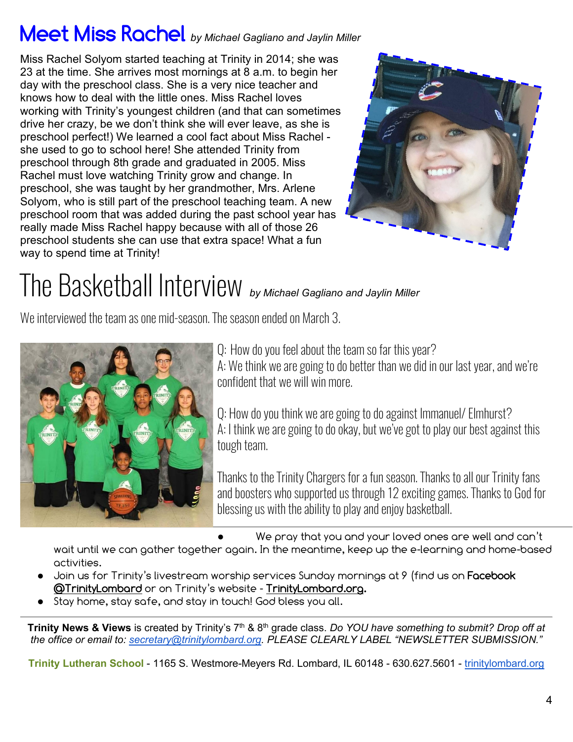## Meet Miss Rachel *by Michael Gagliano and Jaylin Miller*

Miss Rachel Solyom started teaching at Trinity in 2014; she was 23 at the time. She arrives most mornings at 8 a.m. to begin her day with the preschool class. She is a very nice teacher and knows how to deal with the little ones. Miss Rachel loves working with Trinity's youngest children (and that can sometimes drive her crazy, be we don't think she will ever leave, as she is preschool perfect!) We learned a cool fact about Miss Rachel - she used to go to school here! She attended Trinity from preschool through 8th grade and graduated in 2005. Miss Rachel must love watching Trinity grow and change. In preschool, she was taught by her grandmother, Mrs. Arlene Solyom, who is still part of the preschool teaching team. A new preschool room that was added during the past school year has really made Miss Rachel happy because with all of those 26 preschool students she can use that extra space! What a fun way to spend time at Trinity!

## The Basketball Interview *by Michael Gagliano and Jaylin Miller*

We interviewed the team as one mid-season. The season ended on March 3.

Q: How do you feel about the team so far this year?
A: We think we are going to do better than we did in our last year, and we're confident that we will win more.

Q: How do you think we are going to do against Immanuel/ Elmhurst?
A: I think we are going to do okay, but we've got to play our best against this tough team.

Thanks to the Trinity Chargers for a fun season. Thanks to all our Trinity fans and boosters who supported us through 12 exciting games. Thanks to God for blessing us with the ability to play and enjoy basketball.

- We pray that you and your loved ones are well and can't wait until we can gather together again. In the meantime, keep up the e-learning and home-based activities.
- Join us for Trinity's livestream worship services Sunday mornings at 9 (find us on **Facebook @TrinityLombard** or on Trinity's website - **TrinityLombard.org.**
- Stay home, stay safe, and stay in touch! God bless you all.

**Trinity News & Views** is created by Trinity's 7th & 8th grade class. *Do YOU have something to submit? Drop off at the office or email to: secretary@trinitylombard.org. PLEASE CLEARLY LABEL "NEWSLETTER SUBMISSION."*

**Trinity Lutheran School** - 1165 S. Westmore-Meyers Rd. Lombard, IL 60148 - 630.627.5601 - trinitylombard.org